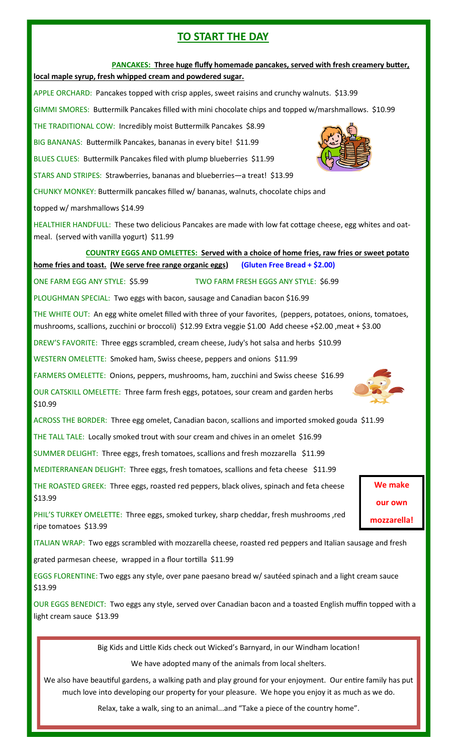# TO START THE DAY

**PANCAKES: Three huge fluffy homemade pancakes, served with fresh creamery butter, local maple syrup, fresh whipped cream and powdered sugar.**

APPLE ORCHARD: Pancakes topped with crisp apples, sweet raisins and crunchy walnuts. $13.99

GIMMI SMORES: Buttermilk Pancakes filled with mini chocolate chips and topped w/marshmallows. $10.99

THE TRADITIONAL COW: Incredibly moist Buttermilk Pancakes $8.99

BIG BANANAS: Buttermilk Pancakes, bananas in every bite! $11.99

BLUES CLUES: Buttermilk Pancakes filed with plump blueberries $11.99

STARS AND STRIPES: Strawberries, bananas and blueberries—a treat! $13.99

CHUNKY MONKEY: Buttermilk pancakes filled w/ bananas, walnuts, chocolate chips and topped w/ marshmallows $14.99

HEALTHIER HANDFULL: These two delicious Pancakes are made with low fat cottage cheese, egg whites and oatmeal. (served with vanilla yogurt) $11.99

**COUNTRY EGGS AND OMLETTES: Served with a choice of home fries, raw fries or sweet potato home fries and toast. (We serve free range organic eggs)** **(Gluten Free Bread + $2.00)**

ONE FARM EGG ANY STYLE: $5.99 TWO FARM FRESH EGGS ANY STYLE: $6.99

PLOUGHMAN SPECIAL: Two eggs with bacon, sausage and Canadian bacon $16.99

THE WHITE OUT: An egg white omelet filled with three of your favorites, (peppers, potatoes, onions, tomatoes, mushrooms, scallions, zucchini or broccoli) $12.99 Extra veggie $1.00 Add cheese +$2.00 ,meat + $3.00

DREW'S FAVORITE: Three eggs scrambled, cream cheese, Judy's hot salsa and herbs $10.99

WESTERN OMELETTE: Smoked ham, Swiss cheese, peppers and onions $11.99

FARMERS OMELETTE: Onions, peppers, mushrooms, ham, zucchini and Swiss cheese $16.99

OUR CATSKILL OMELETTE: Three farm fresh eggs, potatoes, sour cream and garden herbs $10.99

ACROSS THE BORDER: Three egg omelet, Canadian bacon, scallions and imported smoked gouda $11.99

THE TALL TALE: Locally smoked trout with sour cream and chives in an omelet $16.99

SUMMER DELIGHT: Three eggs, fresh tomatoes, scallions and fresh mozzarella $11.99

MEDITERRANEAN DELIGHT: Three eggs, fresh tomatoes, scallions and feta cheese $11.99

THE ROASTED GREEK: Three eggs, roasted red peppers, black olives, spinach and feta cheese $13.99

**We make our own mozzarella!**

PHIL'S TURKEY OMELETTE: Three eggs, smoked turkey, sharp cheddar, fresh mushrooms ,red ripe tomatoes $13.99

ITALIAN WRAP: Two eggs scrambled with mozzarella cheese, roasted red peppers and Italian sausage and fresh grated parmesan cheese, wrapped in a flour tortilla $11.99

EGGS FLORENTINE: Two eggs any style, over pane paesano bread w/ sautéed spinach and a light cream sauce $13.99

OUR EGGS BENEDICT: Two eggs any style, served over Canadian bacon and a toasted English muffin topped with a light cream sauce $13.99

Big Kids and Little Kids check out Wicked's Barnyard, in our Windham location!

We have adopted many of the animals from local shelters.

We also have beautiful gardens, a walking path and play ground for your enjoyment. Our entire family has put much love into developing our property for your pleasure. We hope you enjoy it as much as we do.

Relax, take a walk, sing to an animal...and "Take a piece of the country home".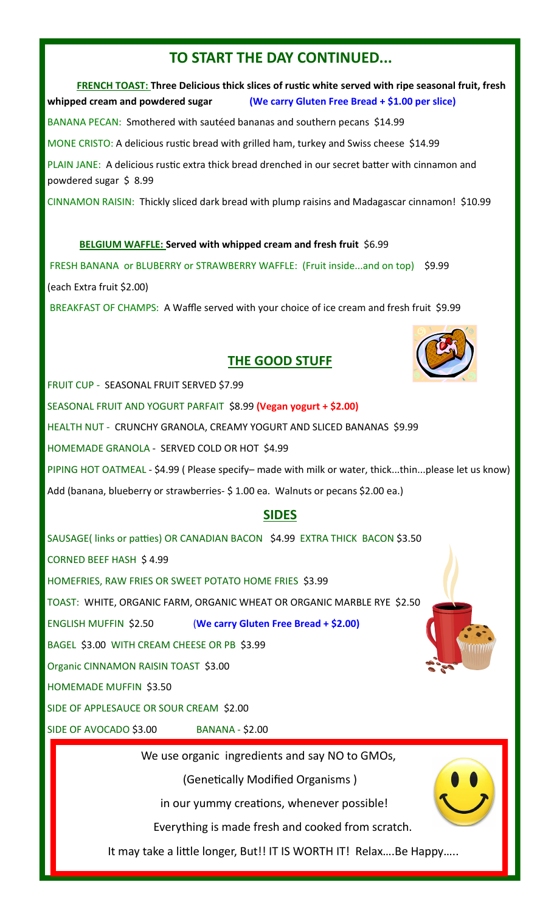## TO START THE DAY CONTINUED...

**FRENCH TOAST: Three Delicious thick slices of rustic white served with ripe seasonal fruit, fresh whipped cream and powdered sugar** **(We carry Gluten Free Bread + $1.00 per slice)**

BANANA PECAN: Smothered with sautéed bananas and southern pecans $14.99

MONE CRISTO: A delicious rustic bread with grilled ham, turkey and Swiss cheese $14.99

PLAIN JANE: A delicious rustic extra thick bread drenched in our secret batter with cinnamon and powdered sugar $ 8.99

CINNAMON RAISIN: Thickly sliced dark bread with plump raisins and Madagascar cinnamon! $10.99

**BELGIUM WAFFLE: Served with whipped cream and fresh fruit** $6.99

FRESH BANANA or BLUBERRY or STRAWBERRY WAFFLE: (Fruit inside...and on top) $9.99

(each Extra fruit $2.00)

BREAKFAST OF CHAMPS: A Waffle served with your choice of ice cream and fresh fruit $9.99

## THE GOOD STUFF

FRUIT CUP - SEASONAL FRUIT SERVED $7.99

SEASONAL FRUIT AND YOGURT PARFAIT $8.99 **(Vegan yogurt + $2.00)**

HEALTH NUT - CRUNCHY GRANOLA, CREAMY YOGURT AND SLICED BANANAS $9.99

HOMEMADE GRANOLA - SERVED COLD OR HOT $4.99

PIPING HOT OATMEAL - $4.99 ( Please specify– made with milk or water, thick...thin...please let us know)

Add (banana, blueberry or strawberries- $ 1.00 ea. Walnuts or pecans $2.00 ea.)

## SIDES

SAUSAGE( links or patties) OR CANADIAN BACON $4.99 EXTRA THICK BACON $3.50

CORNED BEEF HASH $ 4.99

HOMEFRIES, RAW FRIES OR SWEET POTATO HOME FRIES $3.99

TOAST: WHITE, ORGANIC FARM, ORGANIC WHEAT OR ORGANIC MARBLE RYE $2.50

ENGLISH MUFFIN $2.50 (**We carry Gluten Free Bread + $2.00)**

BAGEL $3.00 WITH CREAM CHEESE OR PB $3.99

Organic CINNAMON RAISIN TOAST $3.00

HOMEMADE MUFFIN $3.50

SIDE OF APPLESAUCE OR SOUR CREAM $2.00

SIDE OF AVOCADO $3.00 BANANA - $2.00

We use organic ingredients and say NO to GMOs,

(Genetically Modified Organisms )

in our yummy creations, whenever possible!

Everything is made fresh and cooked from scratch.

It may take a little longer, But!! IT IS WORTH IT! Relax….Be Happy…..